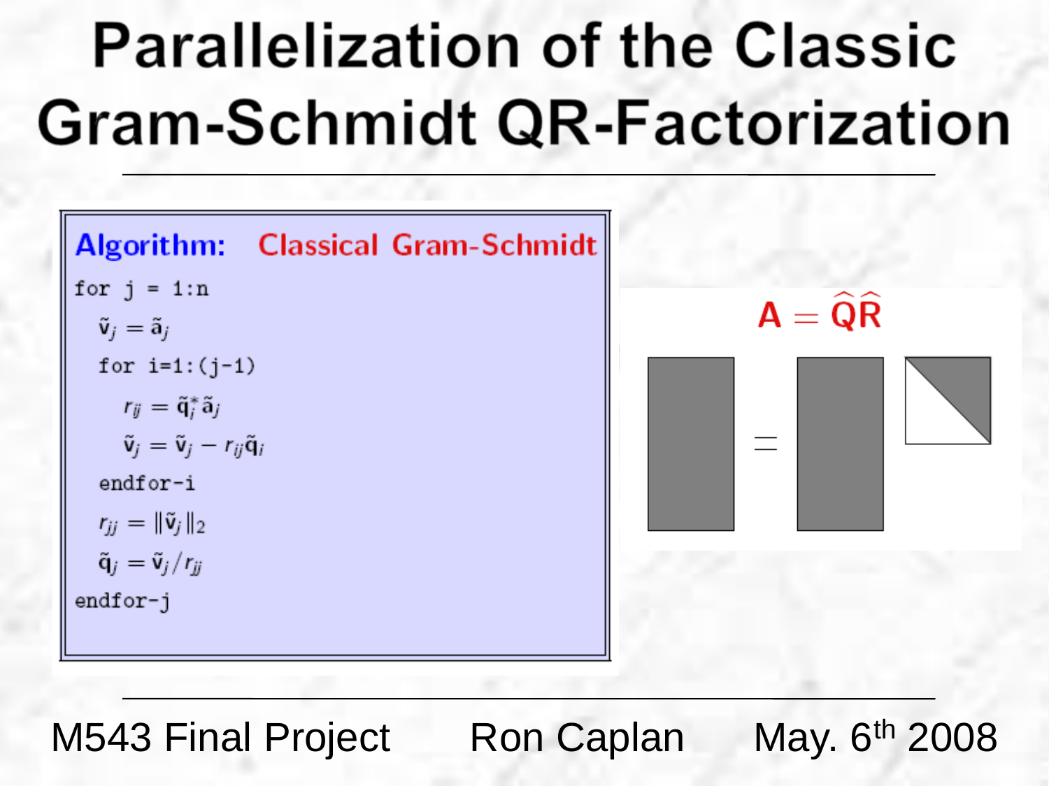# Parallelization of the Classic Gram-Schmidt QR-Factorization

**Algorithm: Classical Gram-Schmidt**

for j = 1:n

  $\tilde{\mathbf{v}}_j = \tilde{\mathbf{a}}_j$

  for i=1:(j-1)

    $r_{ij} = \tilde{\mathbf{q}}_i^* \tilde{\mathbf{a}}_j$

    $\tilde{\mathbf{v}}_j = \tilde{\mathbf{v}}_j - r_{ij}\tilde{\mathbf{q}}_i$

  endfor-i

  $r_{jj} = \|\tilde{\mathbf{v}}_j\|_2$

  $\tilde{\mathbf{q}}_j = \tilde{\mathbf{v}}_j / r_{jj}$

endfor-j

$$\mathbf{A} = \widehat{\mathbf{Q}}\widehat{\mathbf{R}}$$

M543 Final Project — Ron Caplan — May. 6th 2008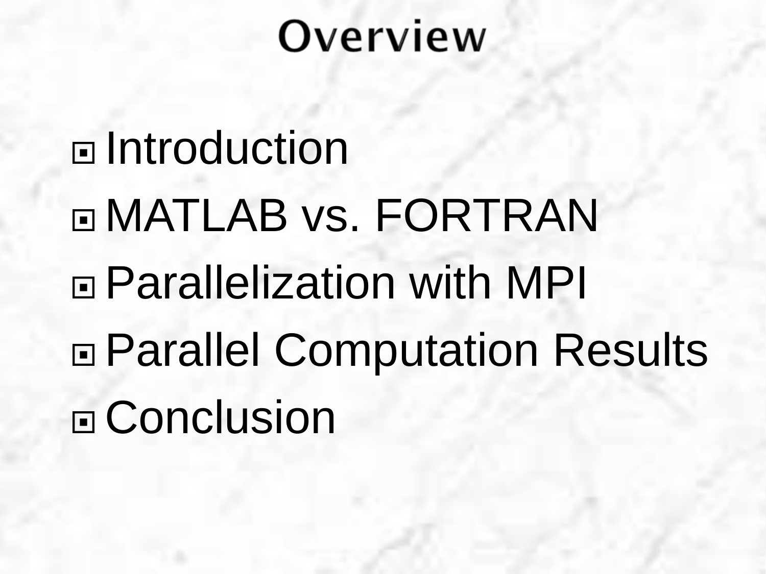# Overview

- Introduction
- MATLAB vs. FORTRAN
- Parallelization with MPI
- Parallel Computation Results
- Conclusion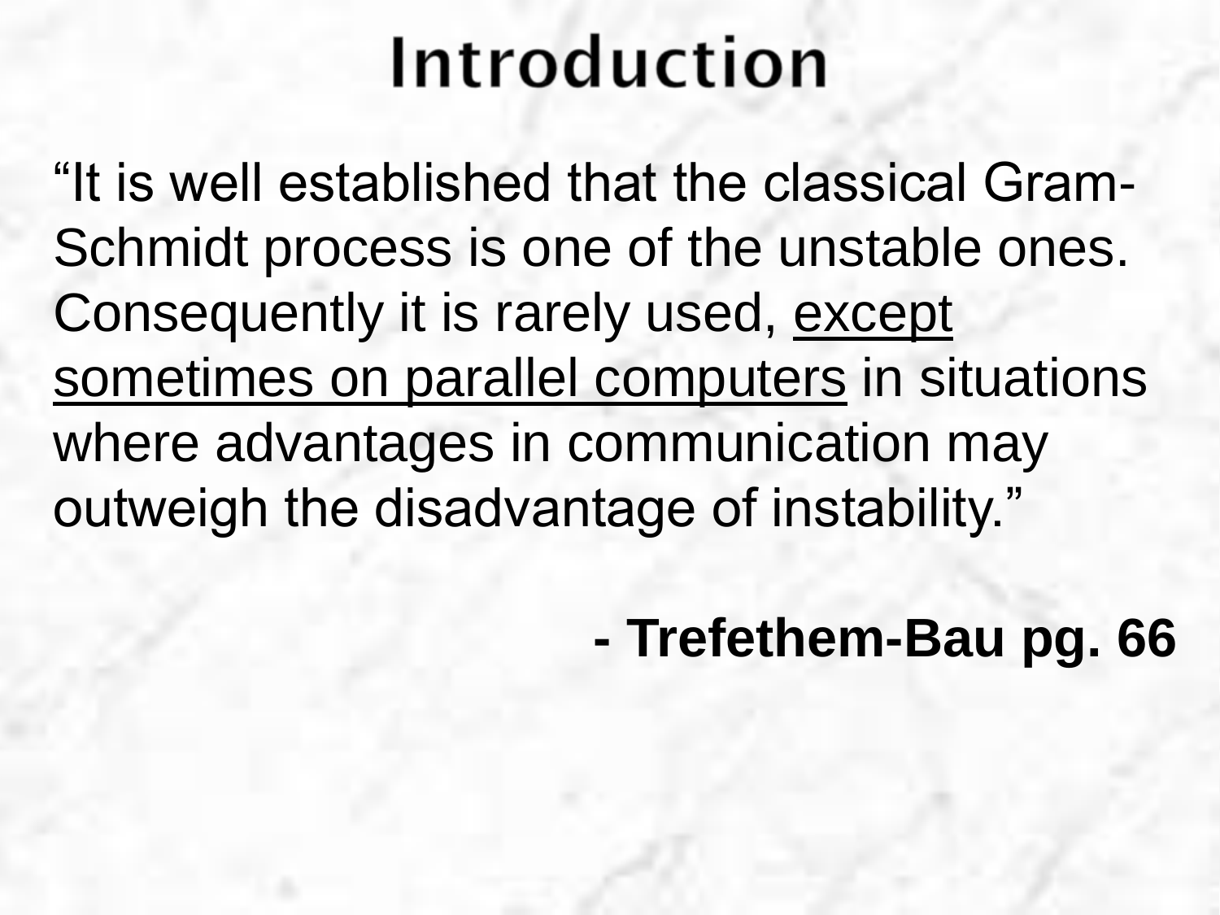# Introduction

"It is well established that the classical Gram-Schmidt process is one of the unstable ones. Consequently it is rarely used, <u>except sometimes on parallel computers</u> in situations where advantages in communication may outweigh the disadvantage of instability."

**- Trefethem-Bau pg. 66**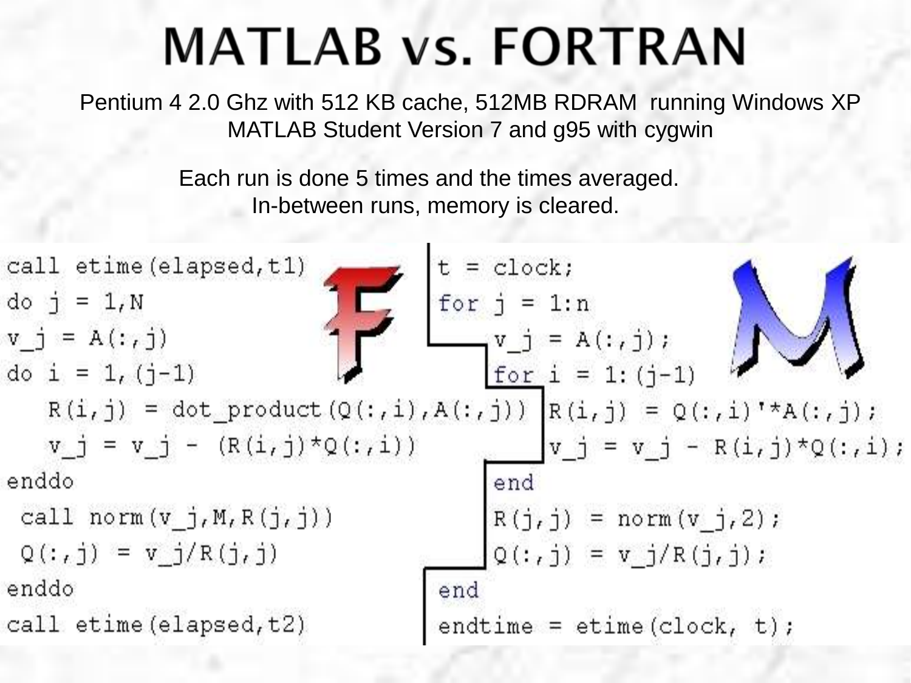# MATLAB vs. FORTRAN

Pentium 4 2.0 Ghz with 512 KB cache, 512MB RDRAM running Windows XP
MATLAB Student Version 7 and g95 with cygwin

Each run is done 5 times and the times averaged.
In-between runs, memory is cleared.

```fortran
call etime(elapsed,t1)
do j = 1,N
v_j = A(:,j)
do i = 1,(j-1)
   R(i,j) = dot_product(Q(:,i),A(:,j))
   v_j = v_j - (R(i,j)*Q(:,i))
enddo
 call norm(v_j,M,R(j,j))
 Q(:,j) = v_j/R(j,j)
enddo
call etime(elapsed,t2)
```

```matlab
t = clock;
for j = 1:n
    v_j = A(:,j);
    for i = 1:(j-1)
        R(i,j) = Q(:,i)'*A(:,j);
        v_j = v_j - R(i,j)*Q(:,i);
    end
    R(j,j) = norm(v_j,2);
    Q(:,j) = v_j/R(j,j);
end
endtime = etime(clock, t);
```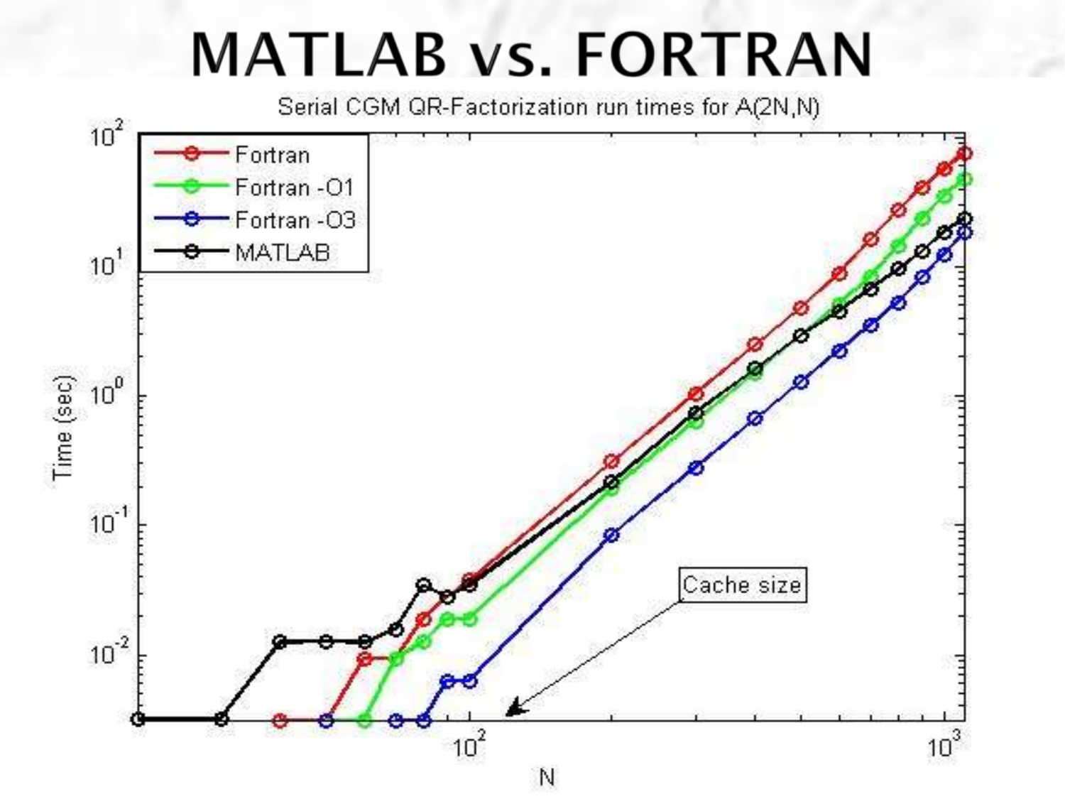# MATLAB vs. FORTRAN

Serial CGM QR-Factorization run times for A(2N,N)

- Fortran
- Fortran -O1
- Fortran -O3
- MATLAB

Cache size

Time (sec)

N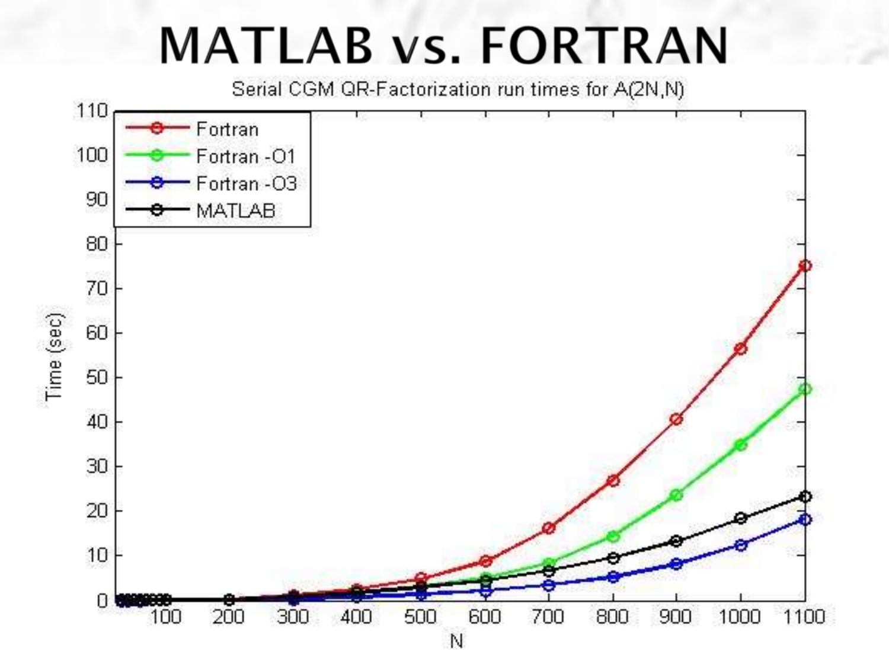# MATLAB vs. FORTRAN

Serial CGM QR-Factorization run times for A(2N,N)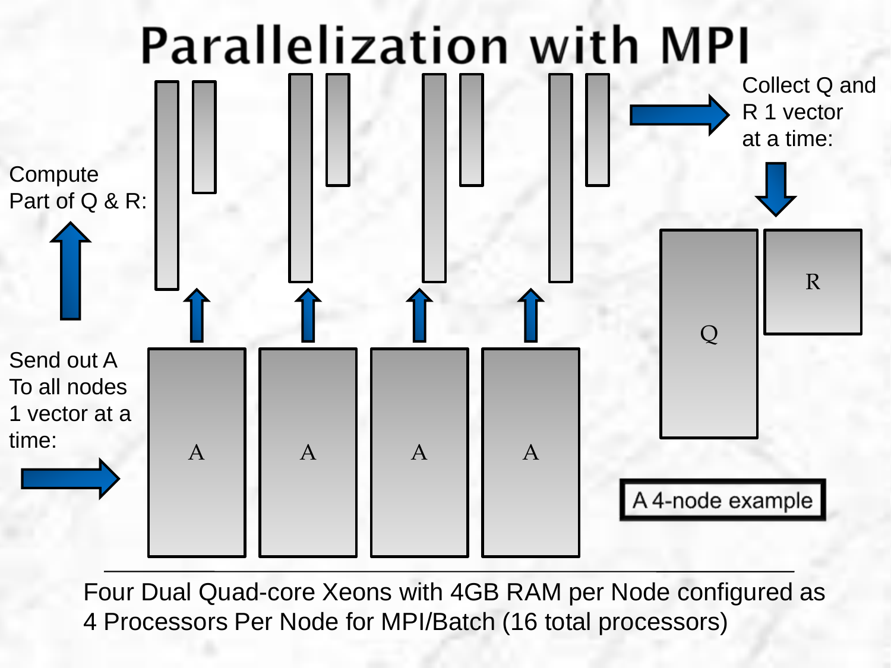# Parallelization with MPI

Send out A To all nodes 1 vector at a time:

A | A | A | A

Compute Part of Q & R:

Collect Q and R 1 vector at a time:

Q | R

A 4-node example

---

Four Dual Quad-core Xeons with 4GB RAM per Node configured as 4 Processors Per Node for MPI/Batch (16 total processors)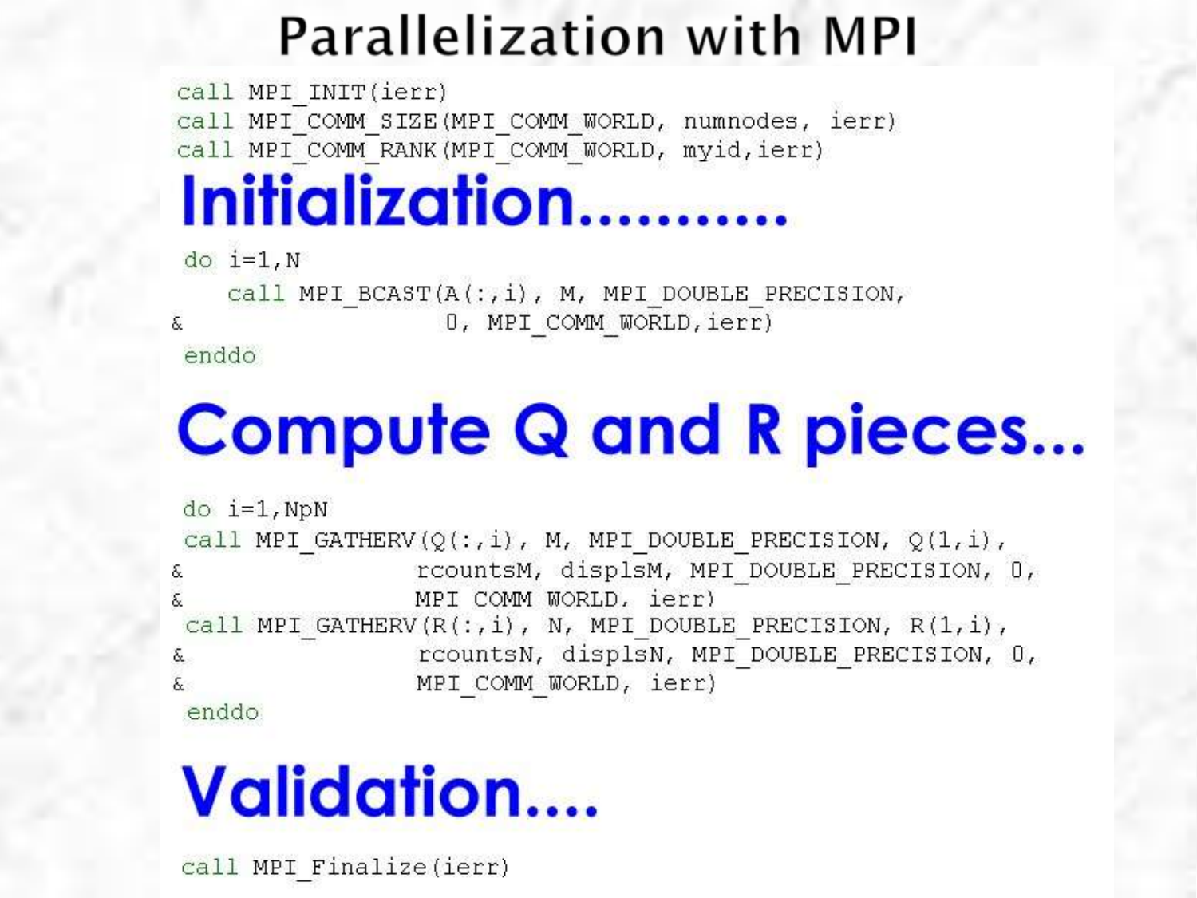# Parallelization with MPI

```
call MPI_INIT(ierr)
call MPI_COMM_SIZE(MPI_COMM_WORLD, numnodes, ierr)
call MPI_COMM_RANK(MPI_COMM_WORLD, myid,ierr)
```

## Initialization..........

```
 do i=1,N
    call MPI_BCAST(A(:,i), M, MPI_DOUBLE_PRECISION,
&                  0, MPI_COMM_WORLD,ierr)
 enddo
```

## Compute Q and R pieces...

```
 do i=1,NpN
 call MPI_GATHERV(Q(:,i), M, MPI_DOUBLE_PRECISION, Q(1,i),
&                rcountsM, displsM, MPI_DOUBLE_PRECISION, 0,
&                MPI_COMM_WORLD, ierr)
 call MPI_GATHERV(R(:,i), N, MPI_DOUBLE_PRECISION, R(1,i),
&                rcountsN, displsN, MPI_DOUBLE_PRECISION, 0,
&                MPI_COMM_WORLD, ierr)
 enddo
```

## Validation....

```
call MPI_Finalize(ierr)
```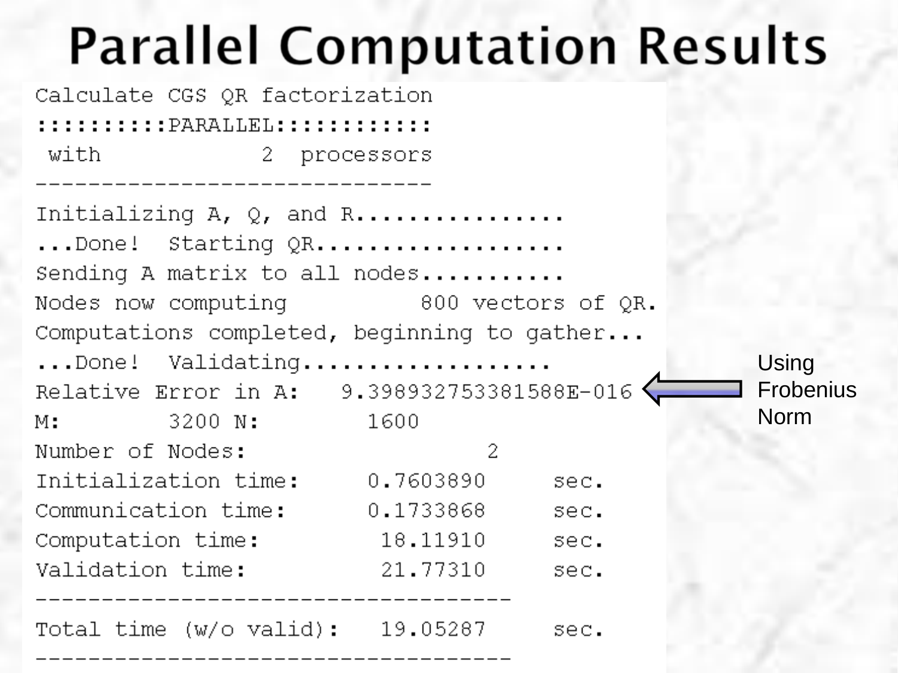# Parallel Computation Results

```
Calculate CGS QR factorization
::::::::::PARALLEL:::::::::::
 with            2  processors
------------------------------
Initializing A, Q, and R................
...Done!  Starting QR...................
Sending A matrix to all nodes...........
Nodes now computing          800 vectors of QR.
Computations completed, beginning to gather...
...Done!  Validating...................
Relative Error in A:   9.398932753381588E-016
M:         3200 N:        1600
Number of Nodes:                 2
Initialization time:     0.7603890     sec.
Communication time:      0.1733868     sec.
Computation time:         18.11910     sec.
Validation time:          21.77310     sec.
-------------------------------------
Total time (w/o valid):   19.05287     sec.
-------------------------------------
```

Using Frobenius Norm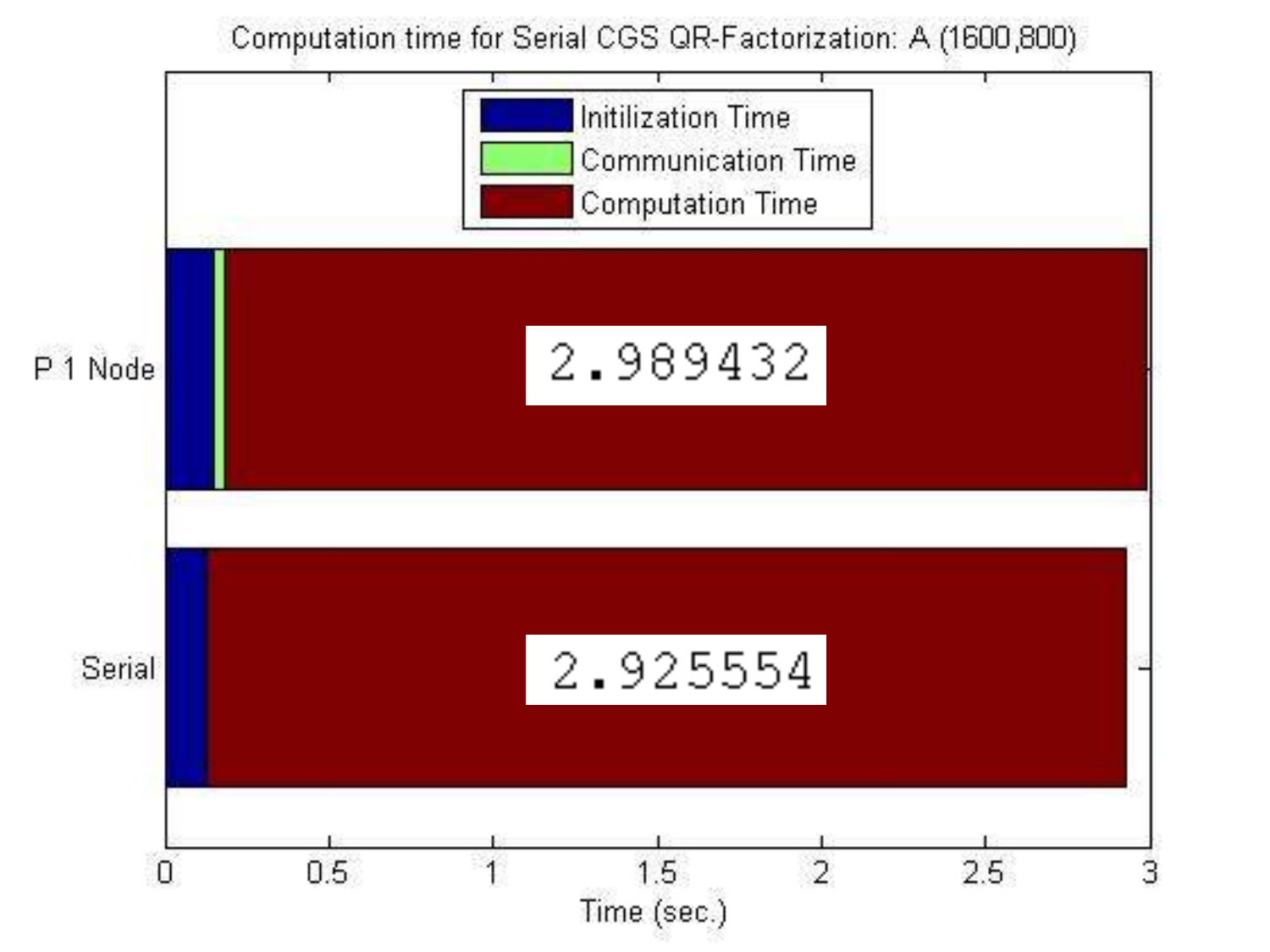Computation time for Serial CGS QR-Factorization: A (1600,800)

Initilization Time

Communication Time

Computation Time

P 1 Node: 2.989432

Serial: 2.925554

Time (sec.)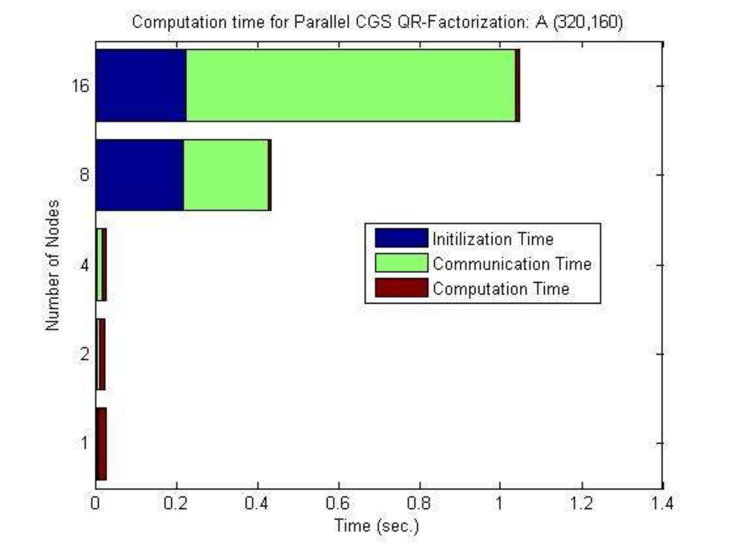Computation time for Parallel CGS QR-Factorization: A (320,160)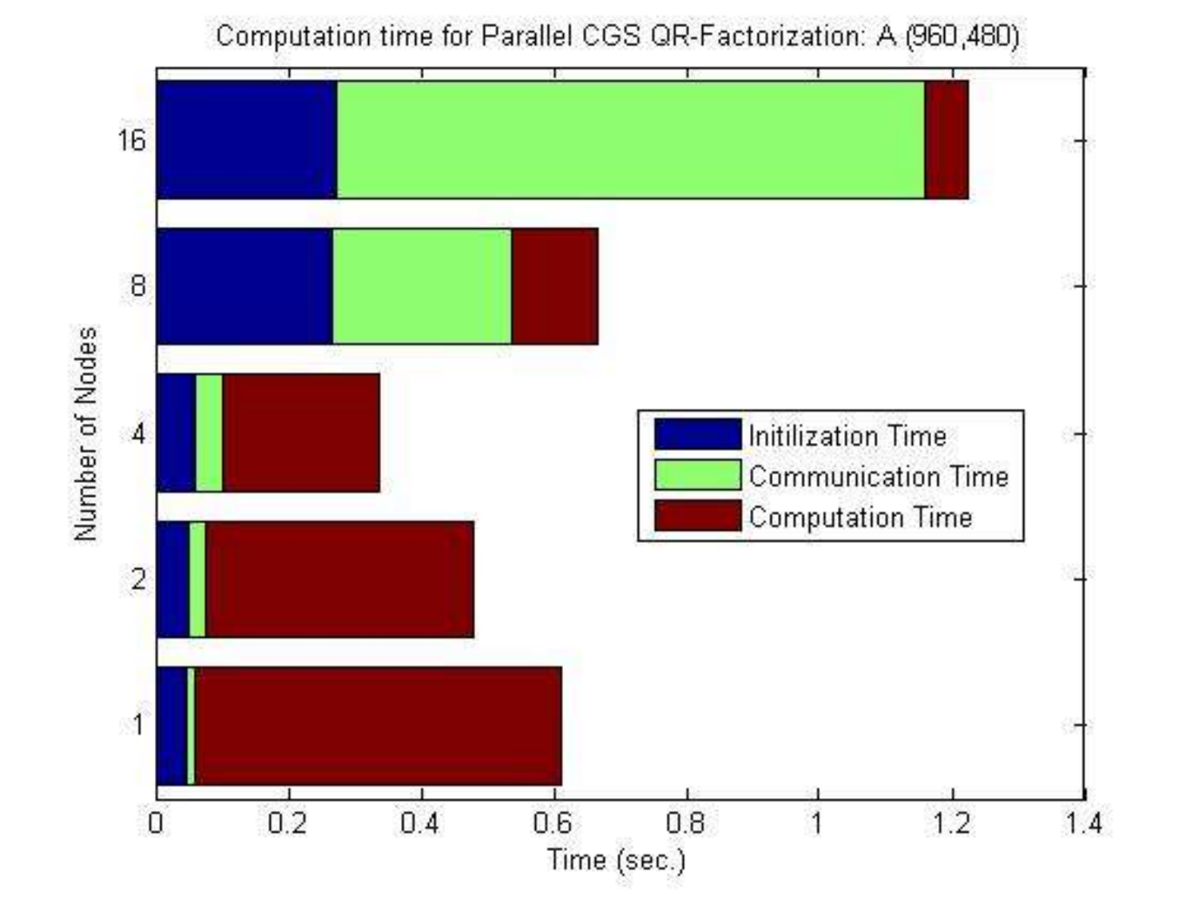Computation time for Parallel CGS QR-Factorization: A (960,480)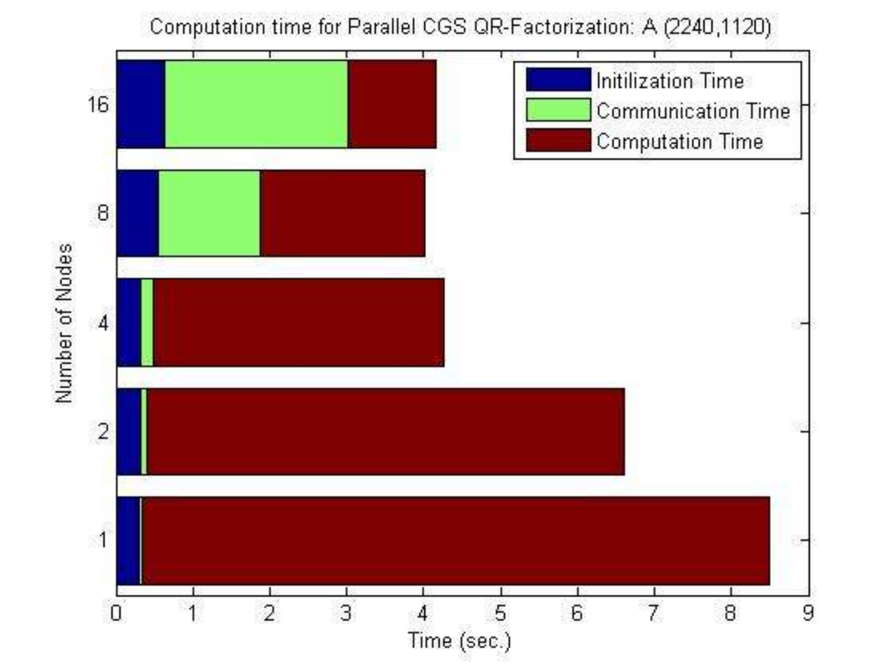Computation time for Parallel CGS QR-Factorization: A (2240,1120)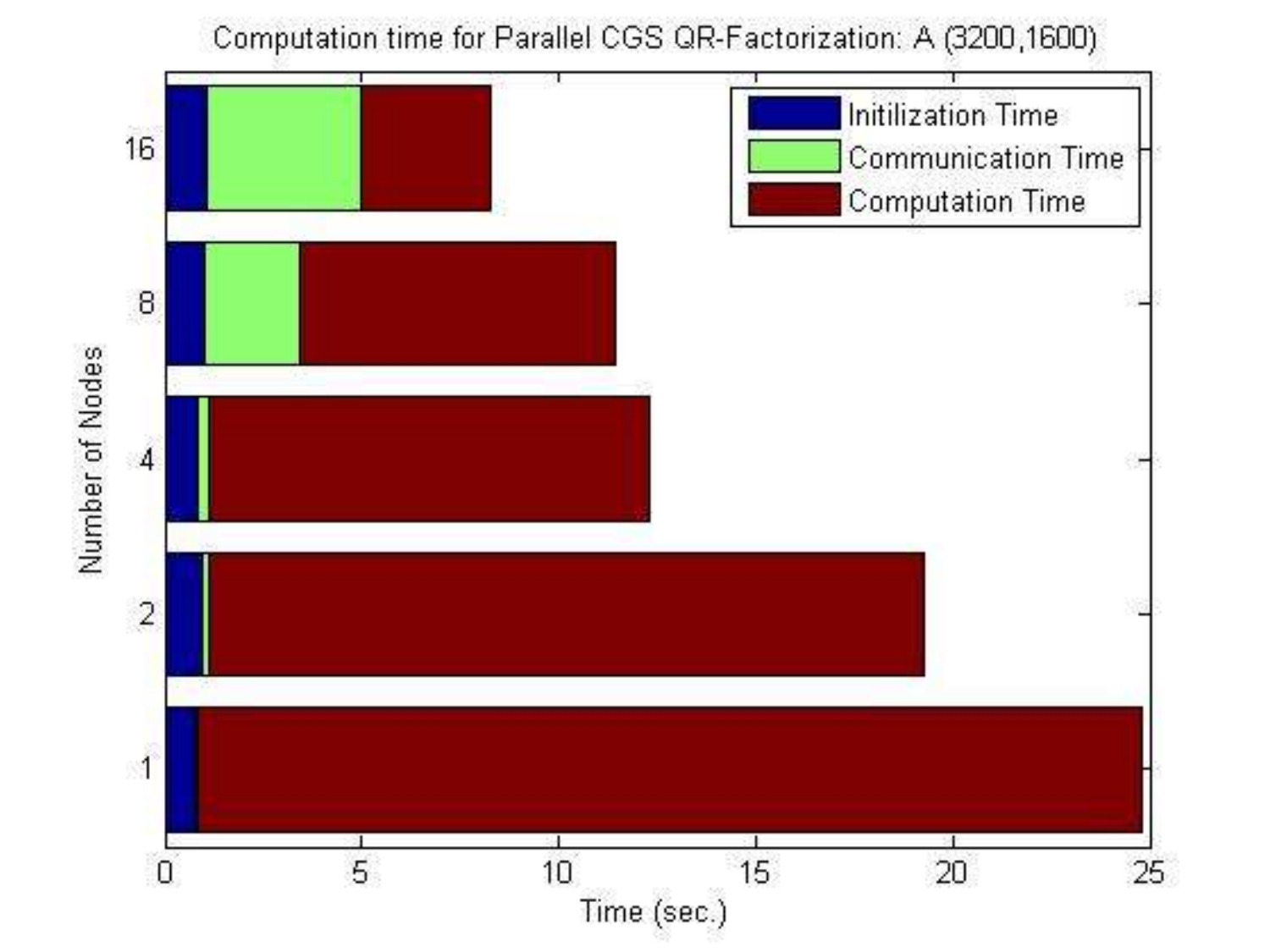Computation time for Parallel CGS QR-Factorization: A (3200,1600)

Initilization Time
Communication Time
Computation Time

Number of Nodes

16
8
4
2
1

0 5 10 15 20 25

Time (sec.)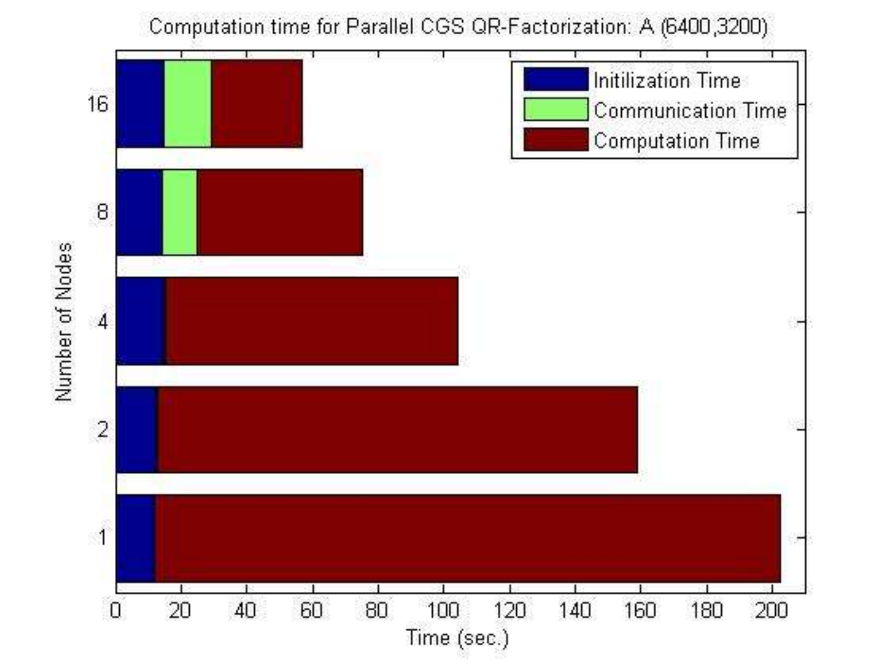Computation time for Parallel CGS QR-Factorization: A (6400,3200)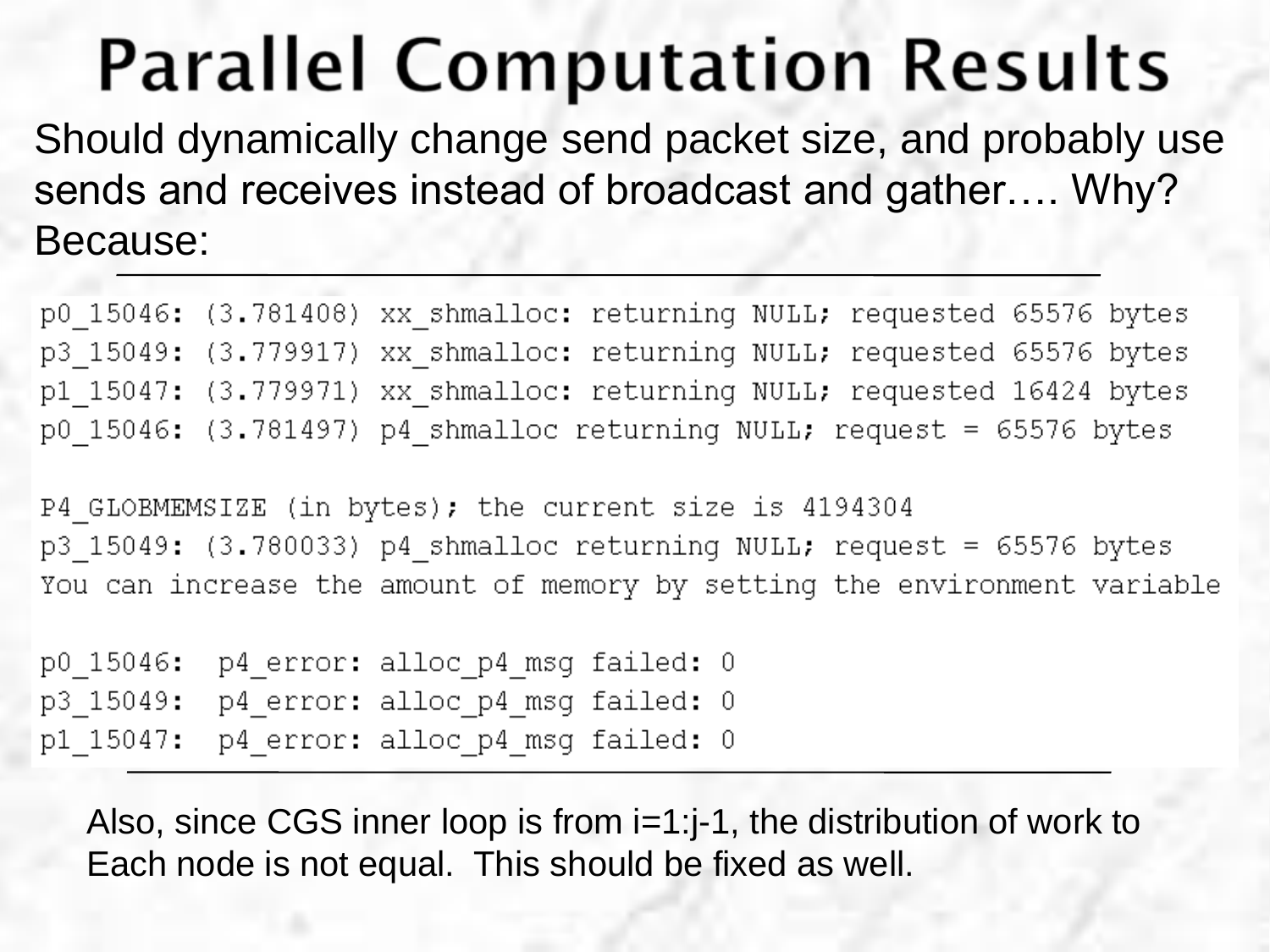# Parallel Computation Results

Should dynamically change send packet size, and probably use sends and receives instead of broadcast and gather…. Why? Because:

```
p0_15046: (3.781408) xx_shmalloc: returning NULL; requested 65576 bytes
p3_15049: (3.779917) xx_shmalloc: returning NULL; requested 65576 bytes
p1_15047: (3.779971) xx_shmalloc: returning NULL; requested 16424 bytes
p0_15046: (3.781497) p4_shmalloc returning NULL; request = 65576 bytes

P4_GLOBMEMSIZE (in bytes); the current size is 4194304
p3_15049: (3.780033) p4_shmalloc returning NULL; request = 65576 bytes
You can increase the amount of memory by setting the environment variable

p0_15046:  p4_error: alloc_p4_msg failed: 0
p3_15049:  p4_error: alloc_p4_msg failed: 0
p1_15047:  p4_error: alloc_p4_msg failed: 0
```

Also, since CGS inner loop is from i=1:j-1, the distribution of work to Each node is not equal. This should be fixed as well.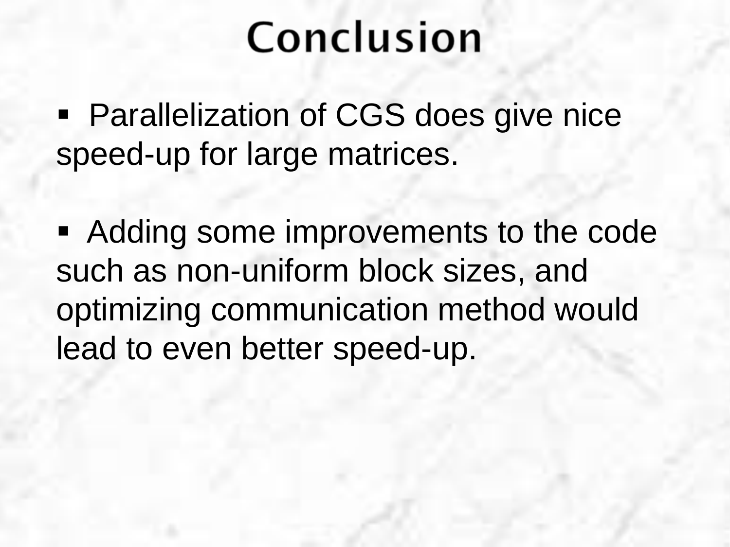# Conclusion

- Parallelization of CGS does give nice speed-up for large matrices.

- Adding some improvements to the code such as non-uniform block sizes, and optimizing communication method would lead to even better speed-up.